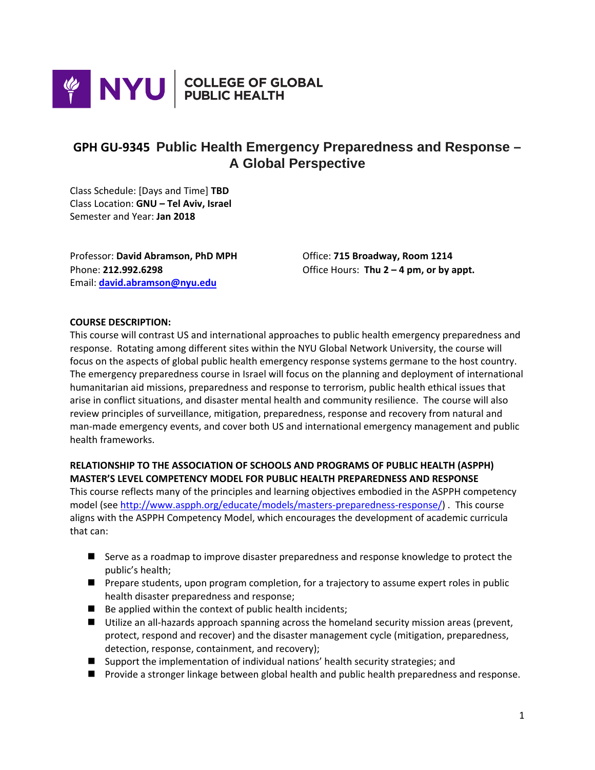NYU | COLLEGE OF GLOBAL PUBLIC HEALTH

# GPH GU-9345 Public Health Emergency Preparedness and Response – A Global Perspective

Class Schedule: [Days and Time] **TBD**
Class Location: **GNU – Tel Aviv, Israel**
Semester and Year: **Jan 2018**

Professor: **David Abramson, PhD MPH**
Phone: **212.992.6298**
Email: **david.abramson@nyu.edu**

Office: **715 Broadway, Room 1214**
Office Hours: **Thu 2 – 4 pm, or by appt.**

**COURSE DESCRIPTION:**

This course will contrast US and international approaches to public health emergency preparedness and response. Rotating among different sites within the NYU Global Network University, the course will focus on the aspects of global public health emergency response systems germane to the host country. The emergency preparedness course in Israel will focus on the planning and deployment of international humanitarian aid missions, preparedness and response to terrorism, public health ethical issues that arise in conflict situations, and disaster mental health and community resilience. The course will also review principles of surveillance, mitigation, preparedness, response and recovery from natural and man-made emergency events, and cover both US and international emergency management and public health frameworks.

**RELATIONSHIP TO THE ASSOCIATION OF SCHOOLS AND PROGRAMS OF PUBLIC HEALTH (ASPPH) MASTER'S LEVEL COMPETENCY MODEL FOR PUBLIC HEALTH PREPAREDNESS AND RESPONSE**

This course reflects many of the principles and learning objectives embodied in the ASPPH competency model (see http://www.aspph.org/educate/models/masters-preparedness-response/) . This course aligns with the ASPPH Competency Model, which encourages the development of academic curricula that can:

- Serve as a roadmap to improve disaster preparedness and response knowledge to protect the public's health;
- Prepare students, upon program completion, for a trajectory to assume expert roles in public health disaster preparedness and response;
- Be applied within the context of public health incidents;
- Utilize an all-hazards approach spanning across the homeland security mission areas (prevent, protect, respond and recover) and the disaster management cycle (mitigation, preparedness, detection, response, containment, and recovery);
- Support the implementation of individual nations' health security strategies; and
- Provide a stronger linkage between global health and public health preparedness and response.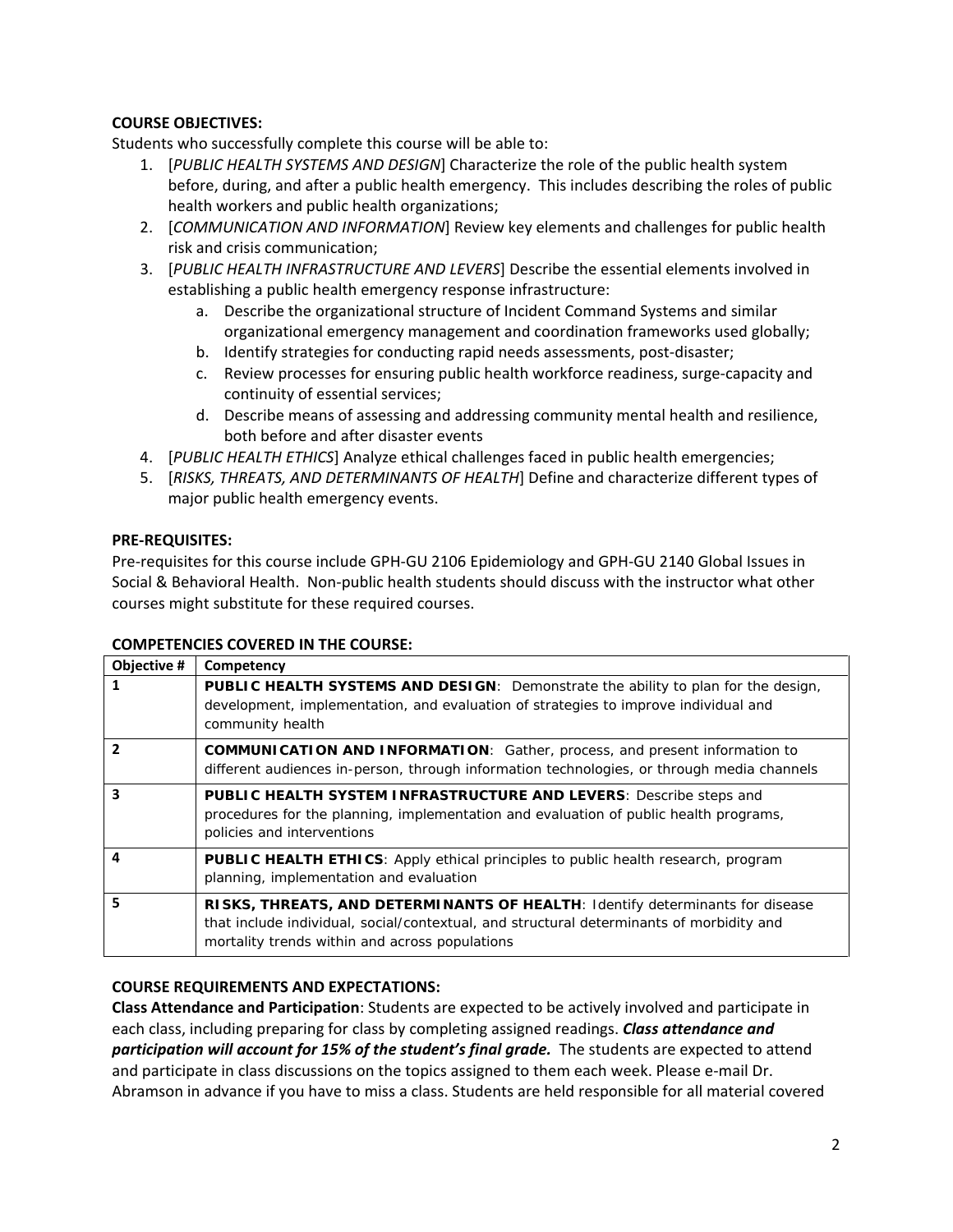**COURSE OBJECTIVES:**

Students who successfully complete this course will be able to:

1. [*PUBLIC HEALTH SYSTEMS AND DESIGN*] Characterize the role of the public health system before, during, and after a public health emergency. This includes describing the roles of public health workers and public health organizations;
2. [*COMMUNICATION AND INFORMATION*] Review key elements and challenges for public health risk and crisis communication;
3. [*PUBLIC HEALTH INFRASTRUCTURE AND LEVERS*] Describe the essential elements involved in establishing a public health emergency response infrastructure:
   a. Describe the organizational structure of Incident Command Systems and similar organizational emergency management and coordination frameworks used globally;
   b. Identify strategies for conducting rapid needs assessments, post-disaster;
   c. Review processes for ensuring public health workforce readiness, surge-capacity and continuity of essential services;
   d. Describe means of assessing and addressing community mental health and resilience, both before and after disaster events
4. [*PUBLIC HEALTH ETHICS*] Analyze ethical challenges faced in public health emergencies;
5. [*RISKS, THREATS, AND DETERMINANTS OF HEALTH*] Define and characterize different types of major public health emergency events.

**PRE-REQUISITES:**

Pre-requisites for this course include GPH-GU 2106 Epidemiology and GPH-GU 2140 Global Issues in Social & Behavioral Health. Non-public health students should discuss with the instructor what other courses might substitute for these required courses.

**COMPETENCIES COVERED IN THE COURSE:**

| Objective # | Competency |
|---|---|
| 1 | **PUBLIC HEALTH SYSTEMS AND DESIGN**: Demonstrate the ability to plan for the design, development, implementation, and evaluation of strategies to improve individual and community health |
| 2 | **COMMUNICATION AND INFORMATION**: Gather, process, and present information to different audiences in-person, through information technologies, or through media channels |
| 3 | **PUBLIC HEALTH SYSTEM INFRASTRUCTURE AND LEVERS**: Describe steps and procedures for the planning, implementation and evaluation of public health programs, policies and interventions |
| 4 | **PUBLIC HEALTH ETHICS**: Apply ethical principles to public health research, program planning, implementation and evaluation |
| 5 | **RISKS, THREATS, AND DETERMINANTS OF HEALTH**: Identify determinants for disease that include individual, social/contextual, and structural determinants of morbidity and mortality trends within and across populations |

**COURSE REQUIREMENTS AND EXPECTATIONS:**

**Class Attendance and Participation**: Students are expected to be actively involved and participate in each class, including preparing for class by completing assigned readings. ***Class attendance and participation will account for 15% of the student's final grade.*** The students are expected to attend and participate in class discussions on the topics assigned to them each week. Please e-mail Dr. Abramson in advance if you have to miss a class. Students are held responsible for all material covered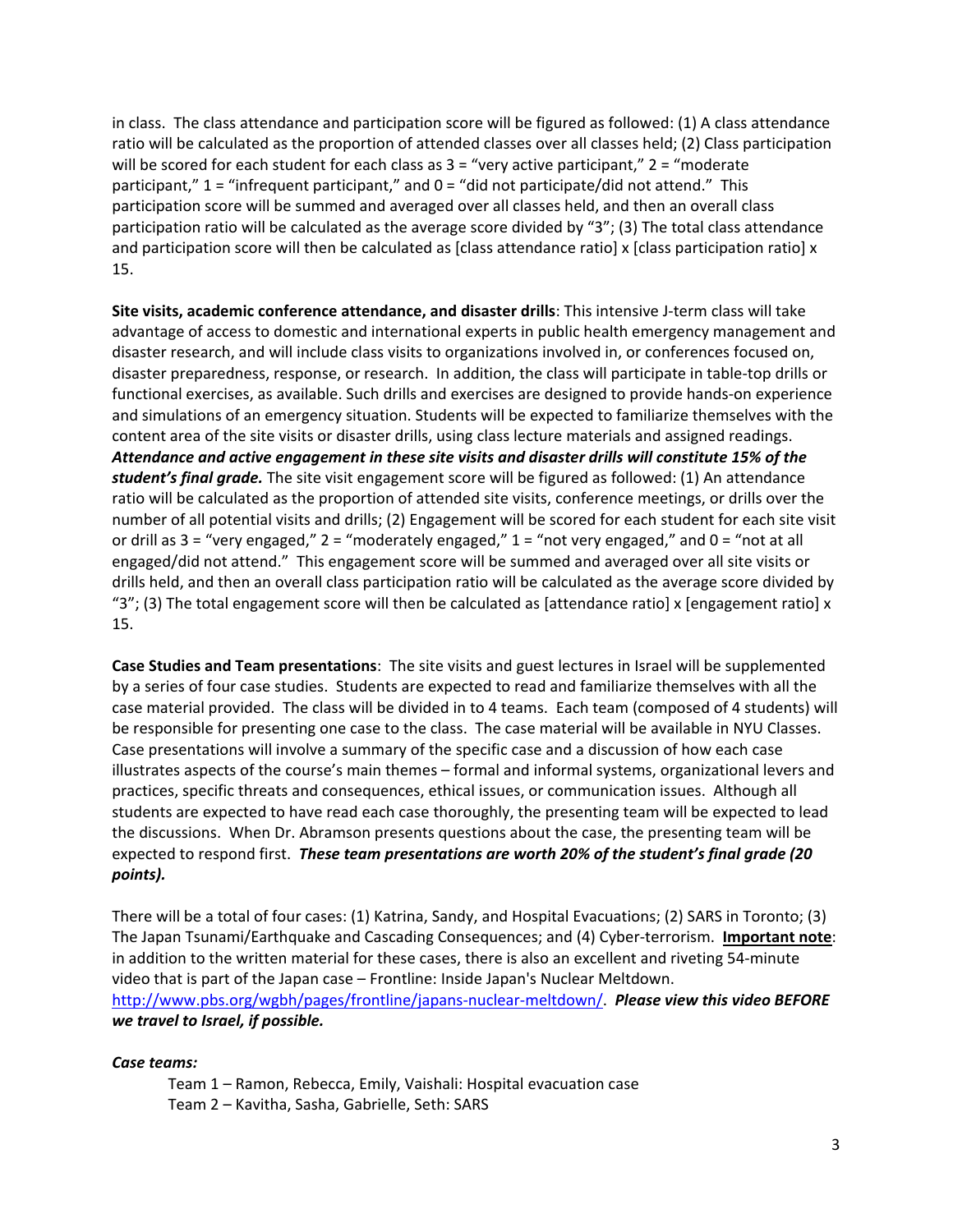in class. The class attendance and participation score will be figured as followed: (1) A class attendance ratio will be calculated as the proportion of attended classes over all classes held; (2) Class participation will be scored for each student for each class as 3 = "very active participant," 2 = "moderate participant," 1 = "infrequent participant," and 0 = "did not participate/did not attend." This participation score will be summed and averaged over all classes held, and then an overall class participation ratio will be calculated as the average score divided by "3"; (3) The total class attendance and participation score will then be calculated as [class attendance ratio] x [class participation ratio] x 15.

**Site visits, academic conference attendance, and disaster drills**: This intensive J-term class will take advantage of access to domestic and international experts in public health emergency management and disaster research, and will include class visits to organizations involved in, or conferences focused on, disaster preparedness, response, or research. In addition, the class will participate in table-top drills or functional exercises, as available. Such drills and exercises are designed to provide hands-on experience and simulations of an emergency situation. Students will be expected to familiarize themselves with the content area of the site visits or disaster drills, using class lecture materials and assigned readings. ***Attendance and active engagement in these site visits and disaster drills will constitute 15% of the student's final grade.*** The site visit engagement score will be figured as followed: (1) An attendance ratio will be calculated as the proportion of attended site visits, conference meetings, or drills over the number of all potential visits and drills; (2) Engagement will be scored for each student for each site visit or drill as 3 = "very engaged," 2 = "moderately engaged," 1 = "not very engaged," and 0 = "not at all engaged/did not attend." This engagement score will be summed and averaged over all site visits or drills held, and then an overall class participation ratio will be calculated as the average score divided by "3"; (3) The total engagement score will then be calculated as [attendance ratio] x [engagement ratio] x 15.

**Case Studies and Team presentations**: The site visits and guest lectures in Israel will be supplemented by a series of four case studies. Students are expected to read and familiarize themselves with all the case material provided. The class will be divided in to 4 teams. Each team (composed of 4 students) will be responsible for presenting one case to the class. The case material will be available in NYU Classes. Case presentations will involve a summary of the specific case and a discussion of how each case illustrates aspects of the course's main themes – formal and informal systems, organizational levers and practices, specific threats and consequences, ethical issues, or communication issues. Although all students are expected to have read each case thoroughly, the presenting team will be expected to lead the discussions. When Dr. Abramson presents questions about the case, the presenting team will be expected to respond first. ***These team presentations are worth 20% of the student's final grade (20 points).***

There will be a total of four cases: (1) Katrina, Sandy, and Hospital Evacuations; (2) SARS in Toronto; (3) The Japan Tsunami/Earthquake and Cascading Consequences; and (4) Cyber-terrorism. **Important note**: in addition to the written material for these cases, there is also an excellent and riveting 54-minute video that is part of the Japan case – Frontline: Inside Japan's Nuclear Meltdown. http://www.pbs.org/wgbh/pages/frontline/japans-nuclear-meltdown/. ***Please view this video BEFORE we travel to Israel, if possible.***

***Case teams:***

Team 1 – Ramon, Rebecca, Emily, Vaishali: Hospital evacuation case
Team 2 – Kavitha, Sasha, Gabrielle, Seth: SARS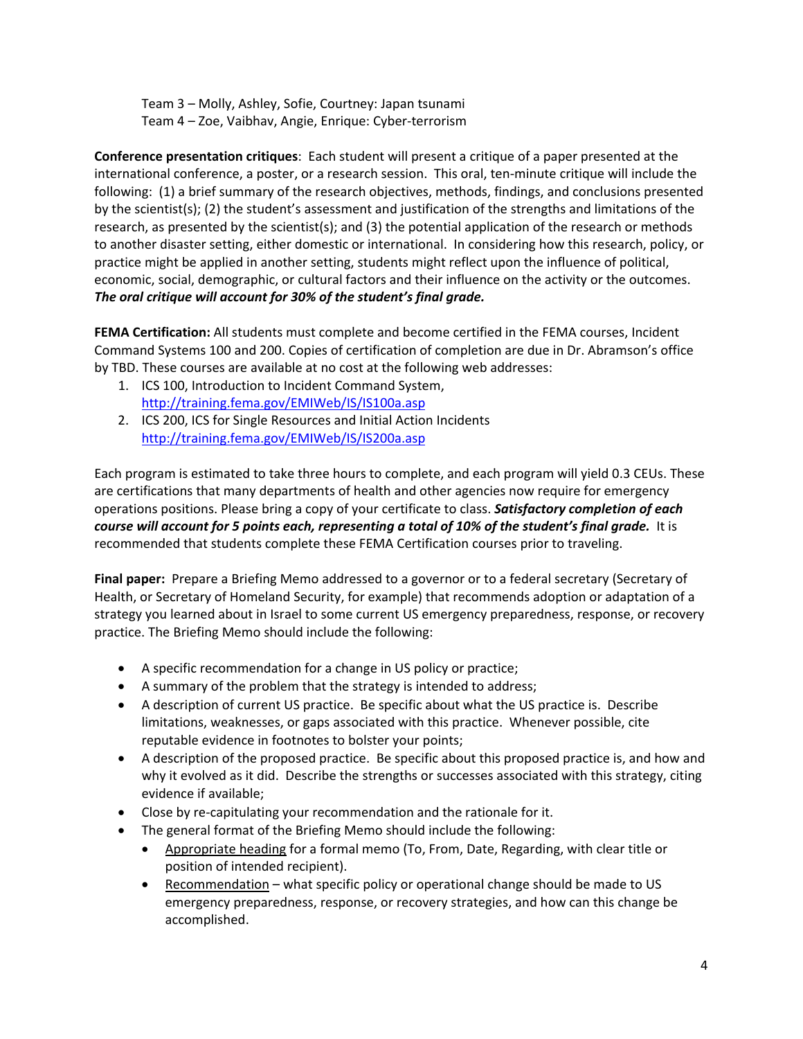Team 3 – Molly, Ashley, Sofie, Courtney: Japan tsunami
Team 4 – Zoe, Vaibhav, Angie, Enrique: Cyber-terrorism

**Conference presentation critiques**: Each student will present a critique of a paper presented at the international conference, a poster, or a research session. This oral, ten-minute critique will include the following: (1) a brief summary of the research objectives, methods, findings, and conclusions presented by the scientist(s); (2) the student's assessment and justification of the strengths and limitations of the research, as presented by the scientist(s); and (3) the potential application of the research or methods to another disaster setting, either domestic or international. In considering how this research, policy, or practice might be applied in another setting, students might reflect upon the influence of political, economic, social, demographic, or cultural factors and their influence on the activity or the outcomes. ***The oral critique will account for 30% of the student's final grade.***

**FEMA Certification:** All students must complete and become certified in the FEMA courses, Incident Command Systems 100 and 200. Copies of certification of completion are due in Dr. Abramson's office by TBD. These courses are available at no cost at the following web addresses:

1. ICS 100, Introduction to Incident Command System,
   [http://training.fema.gov/EMIWeb/IS/IS100a.asp](http://training.fema.gov/EMIWeb/IS/IS100a.asp)
2. ICS 200, ICS for Single Resources and Initial Action Incidents
   [http://training.fema.gov/EMIWeb/IS/IS200a.asp](http://training.fema.gov/EMIWeb/IS/IS200a.asp)

Each program is estimated to take three hours to complete, and each program will yield 0.3 CEUs. These are certifications that many departments of health and other agencies now require for emergency operations positions. Please bring a copy of your certificate to class. ***Satisfactory completion of each course will account for 5 points each, representing a total of 10% of the student's final grade.*** It is recommended that students complete these FEMA Certification courses prior to traveling.

**Final paper:** Prepare a Briefing Memo addressed to a governor or to a federal secretary (Secretary of Health, or Secretary of Homeland Security, for example) that recommends adoption or adaptation of a strategy you learned about in Israel to some current US emergency preparedness, response, or recovery practice. The Briefing Memo should include the following:

- A specific recommendation for a change in US policy or practice;
- A summary of the problem that the strategy is intended to address;
- A description of current US practice. Be specific about what the US practice is. Describe limitations, weaknesses, or gaps associated with this practice. Whenever possible, cite reputable evidence in footnotes to bolster your points;
- A description of the proposed practice. Be specific about this proposed practice is, and how and why it evolved as it did. Describe the strengths or successes associated with this strategy, citing evidence if available;
- Close by re-capitulating your recommendation and the rationale for it.
- The general format of the Briefing Memo should include the following:
  - <u>Appropriate heading</u> for a formal memo (To, From, Date, Regarding, with clear title or position of intended recipient).
  - <u>Recommendation</u> – what specific policy or operational change should be made to US emergency preparedness, response, or recovery strategies, and how can this change be accomplished.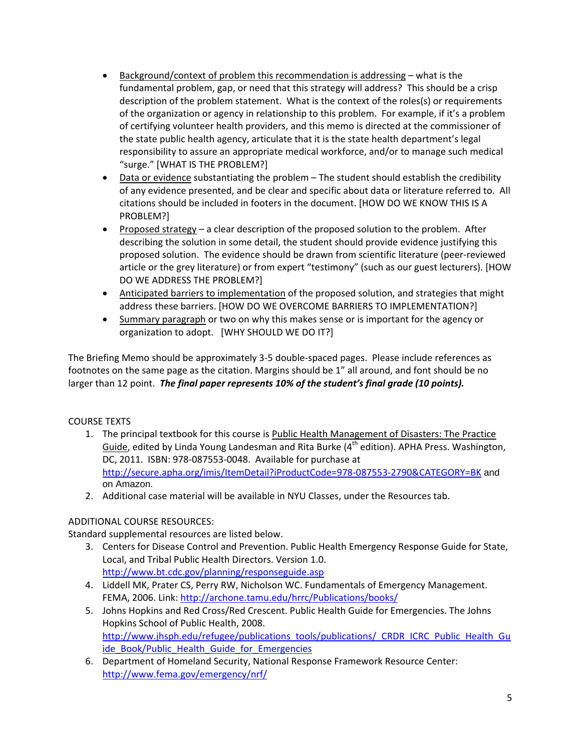- Background/context of problem this recommendation is addressing – what is the fundamental problem, gap, or need that this strategy will address? This should be a crisp description of the problem statement. What is the context of the roles(s) or requirements of the organization or agency in relationship to this problem. For example, if it's a problem of certifying volunteer health providers, and this memo is directed at the commissioner of the state public health agency, articulate that it is the state health department's legal responsibility to assure an appropriate medical workforce, and/or to manage such medical "surge." [WHAT IS THE PROBLEM?]
- Data or evidence substantiating the problem – The student should establish the credibility of any evidence presented, and be clear and specific about data or literature referred to. All citations should be included in footers in the document. [HOW DO WE KNOW THIS IS A PROBLEM?]
- Proposed strategy – a clear description of the proposed solution to the problem. After describing the solution in some detail, the student should provide evidence justifying this proposed solution. The evidence should be drawn from scientific literature (peer-reviewed article or the grey literature) or from expert "testimony" (such as our guest lecturers). [HOW DO WE ADDRESS THE PROBLEM?]
- Anticipated barriers to implementation of the proposed solution, and strategies that might address these barriers. [HOW DO WE OVERCOME BARRIERS TO IMPLEMENTATION?]
- Summary paragraph or two on why this makes sense or is important for the agency or organization to adopt. [WHY SHOULD WE DO IT?]

The Briefing Memo should be approximately 3-5 double-spaced pages. Please include references as footnotes on the same page as the citation. Margins should be 1" all around, and font should be no larger than 12 point. ***The final paper represents 10% of the student's final grade (10 points).***

COURSE TEXTS

1. The principal textbook for this course is Public Health Management of Disasters: The Practice Guide, edited by Linda Young Landesman and Rita Burke (4th edition). APHA Press. Washington, DC, 2011. ISBN: 978-087553-0048. Available for purchase at http://secure.apha.org/imis/ItemDetail?iProductCode=978-087553-2790&CATEGORY=BK and on Amazon.
2. Additional case material will be available in NYU Classes, under the Resources tab.

ADDITIONAL COURSE RESOURCES:

Standard supplemental resources are listed below.

3. Centers for Disease Control and Prevention. Public Health Emergency Response Guide for State, Local, and Tribal Public Health Directors. Version 1.0. http://www.bt.cdc.gov/planning/responseguide.asp
4. Liddell MK, Prater CS, Perry RW, Nicholson WC. Fundamentals of Emergency Management. FEMA, 2006. Link: http://archone.tamu.edu/hrrc/Publications/books/
5. Johns Hopkins and Red Cross/Red Crescent. Public Health Guide for Emergencies. The Johns Hopkins School of Public Health, 2008. http://www.jhsph.edu/refugee/publications_tools/publications/_CRDR_ICRC_Public_Health_Guide_Book/Public_Health_Guide_for_Emergencies
6. Department of Homeland Security, National Response Framework Resource Center: http://www.fema.gov/emergency/nrf/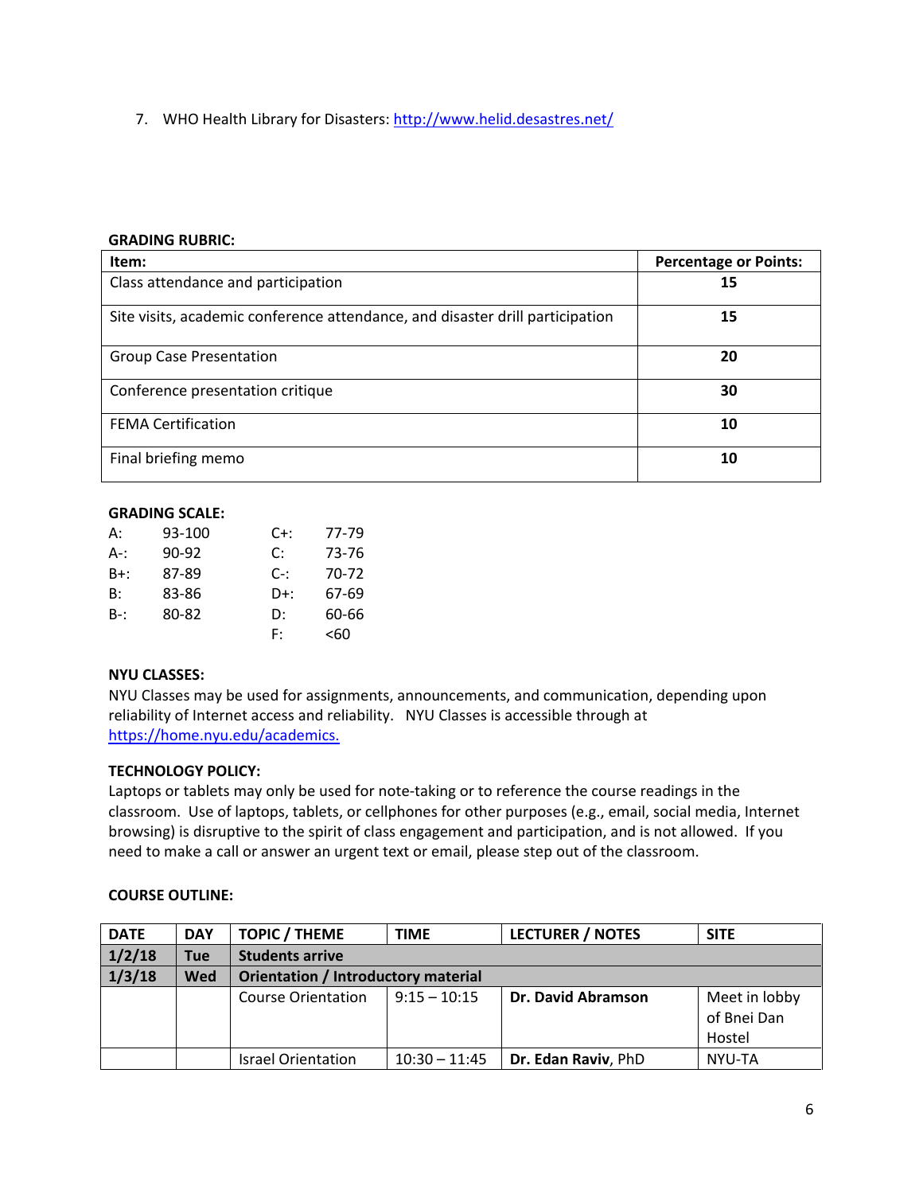7. WHO Health Library for Disasters: http://www.helid.desastres.net/

**GRADING RUBRIC:**

| Item: | Percentage or Points: |
|---|---|
| Class attendance and participation | **15** |
| Site visits, academic conference attendance, and disaster drill participation | **15** |
| Group Case Presentation | **20** |
| Conference presentation critique | **30** |
| FEMA Certification | **10** |
| Final briefing memo | **10** |

**GRADING SCALE:**

| | | | |
|---|---|---|---|
| A: | 93-100 | C+: | 77-79 |
| A-: | 90-92 | C: | 73-76 |
| B+: | 87-89 | C-: | 70-72 |
| B: | 83-86 | D+: | 67-69 |
| B-: | 80-82 | D: | 60-66 |
| | | F: | <60 |

**NYU CLASSES:**
NYU Classes may be used for assignments, announcements, and communication, depending upon reliability of Internet access and reliability. NYU Classes is accessible through at https://home.nyu.edu/academics.

**TECHNOLOGY POLICY:**
Laptops or tablets may only be used for note-taking or to reference the course readings in the classroom. Use of laptops, tablets, or cellphones for other purposes (e.g., email, social media, Internet browsing) is disruptive to the spirit of class engagement and participation, and is not allowed. If you need to make a call or answer an urgent text or email, please step out of the classroom.

**COURSE OUTLINE:**

| DATE | DAY | TOPIC / THEME | TIME | LECTURER / NOTES | SITE |
|---|---|---|---|---|---|
| **1/2/18** | **Tue** | **Students arrive** | | | |
| **1/3/18** | **Wed** | **Orientation / Introductory material** | | | |
| | | Course Orientation | 9:15 – 10:15 | **Dr. David Abramson** | Meet in lobby of Bnei Dan Hostel |
| | | Israel Orientation | 10:30 – 11:45 | **Dr. Edan Raviv**, PhD | NYU-TA |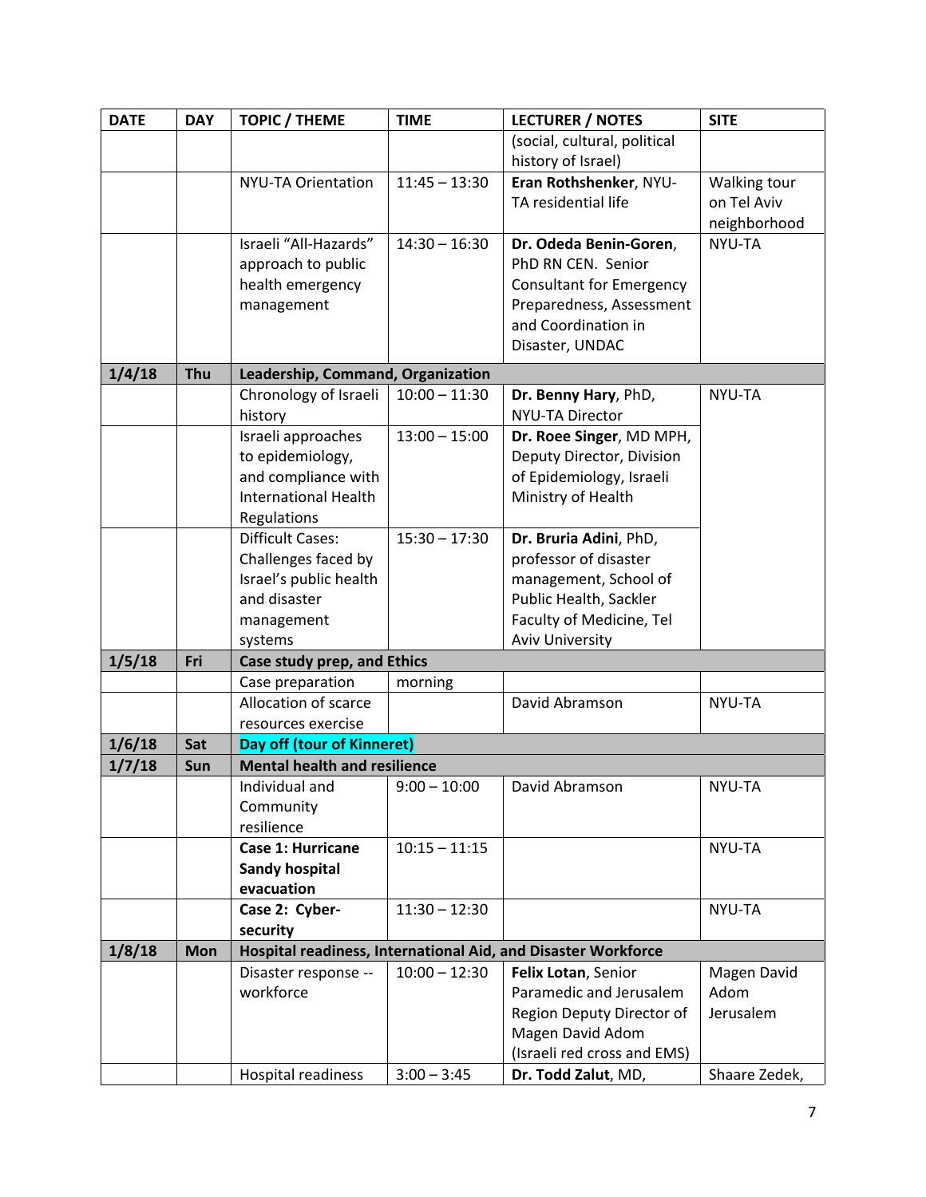| DATE | DAY | TOPIC / THEME | TIME | LECTURER / NOTES | SITE |
|---|---|---|---|---|---|
| | | | | (social, cultural, political history of Israel) | |
| | | NYU-TA Orientation | 11:45 – 13:30 | **Eran Rothshenker**, NYU-TA residential life | Walking tour on Tel Aviv neighborhood |
| | | Israeli "All-Hazards" approach to public health emergency management | 14:30 – 16:30 | **Dr. Odeda Benin-Goren**, PhD RN CEN. Senior Consultant for Emergency Preparedness, Assessment and Coordination in Disaster, UNDAC | NYU-TA |
| **1/4/18** | **Thu** | **Leadership, Command, Organization** | | | |
| | | Chronology of Israeli history | 10:00 – 11:30 | **Dr. Benny Hary**, PhD, NYU-TA Director | NYU-TA |
| | | Israeli approaches to epidemiology, and compliance with International Health Regulations | 13:00 – 15:00 | **Dr. Roee Singer**, MD MPH, Deputy Director, Division of Epidemiology, Israeli Ministry of Health | |
| | | Difficult Cases: Challenges faced by Israel's public health and disaster management systems | 15:30 – 17:30 | **Dr. Bruria Adini**, PhD, professor of disaster management, School of Public Health, Sackler Faculty of Medicine, Tel Aviv University | |
| **1/5/18** | **Fri** | **Case study prep, and Ethics** | | | |
| | | Case preparation | morning | | |
| | | Allocation of scarce resources exercise | | David Abramson | NYU-TA |
| **1/6/18** | **Sat** | **Day off (tour of Kinneret)** | | | |
| **1/7/18** | **Sun** | **Mental health and resilience** | | | |
| | | Individual and Community resilience | 9:00 – 10:00 | David Abramson | NYU-TA |
| | | **Case 1: Hurricane Sandy hospital evacuation** | 10:15 – 11:15 | | NYU-TA |
| | | **Case 2: Cyber-security** | 11:30 – 12:30 | | NYU-TA |
| **1/8/18** | **Mon** | **Hospital readiness, International Aid, and Disaster Workforce** | | | |
| | | Disaster response -- workforce | 10:00 – 12:30 | **Felix Lotan**, Senior Paramedic and Jerusalem Region Deputy Director of Magen David Adom (Israeli red cross and EMS) | Magen David Adom Jerusalem |
| | | Hospital readiness | 3:00 – 3:45 | **Dr. Todd Zalut**, MD, | Shaare Zedek, |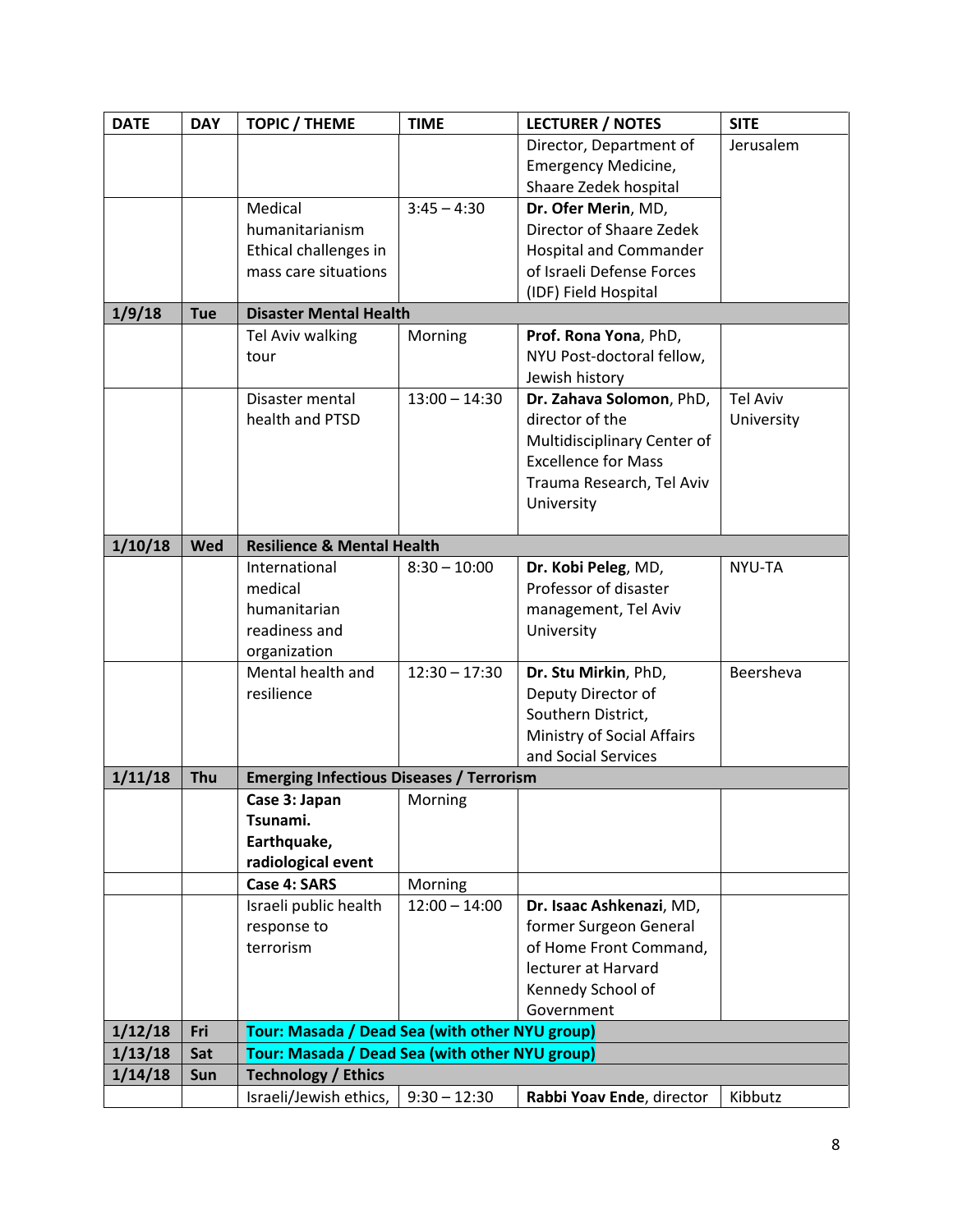| DATE | DAY | TOPIC / THEME | TIME | LECTURER / NOTES | SITE |
|---|---|---|---|---|---|
| | | | | Director, Department of Emergency Medicine, Shaare Zedek hospital | Jerusalem |
| | | Medical humanitarianism Ethical challenges in mass care situations | 3:45 – 4:30 | **Dr. Ofer Merin**, MD, Director of Shaare Zedek Hospital and Commander of Israeli Defense Forces (IDF) Field Hospital | |
| **1/9/18** | **Tue** | **Disaster Mental Health** | | | |
| | | Tel Aviv walking tour | Morning | **Prof. Rona Yona**, PhD, NYU Post-doctoral fellow, Jewish history | |
| | | Disaster mental health and PTSD | 13:00 – 14:30 | **Dr. Zahava Solomon**, PhD, director of the Multidisciplinary Center of Excellence for Mass Trauma Research, Tel Aviv University | Tel Aviv University |
| **1/10/18** | **Wed** | **Resilience & Mental Health** | | | |
| | | International medical humanitarian readiness and organization | 8:30 – 10:00 | **Dr. Kobi Peleg**, MD, Professor of disaster management, Tel Aviv University | NYU-TA |
| | | Mental health and resilience | 12:30 – 17:30 | **Dr. Stu Mirkin**, PhD, Deputy Director of Southern District, Ministry of Social Affairs and Social Services | Beersheva |
| **1/11/18** | **Thu** | **Emerging Infectious Diseases / Terrorism** | | | |
| | | **Case 3: Japan Tsunami. Earthquake, radiological event** | Morning | | |
| | | **Case 4: SARS** | Morning | | |
| | | Israeli public health response to terrorism | 12:00 – 14:00 | **Dr. Isaac Ashkenazi**, MD, former Surgeon General of Home Front Command, lecturer at Harvard Kennedy School of Government | |
| **1/12/18** | **Fri** | **Tour: Masada / Dead Sea (with other NYU group)** | | | |
| **1/13/18** | **Sat** | **Tour: Masada / Dead Sea (with other NYU group)** | | | |
| **1/14/18** | **Sun** | **Technology / Ethics** | | | |
| | | Israeli/Jewish ethics, | 9:30 – 12:30 | **Rabbi Yoav Ende**, director | Kibbutz |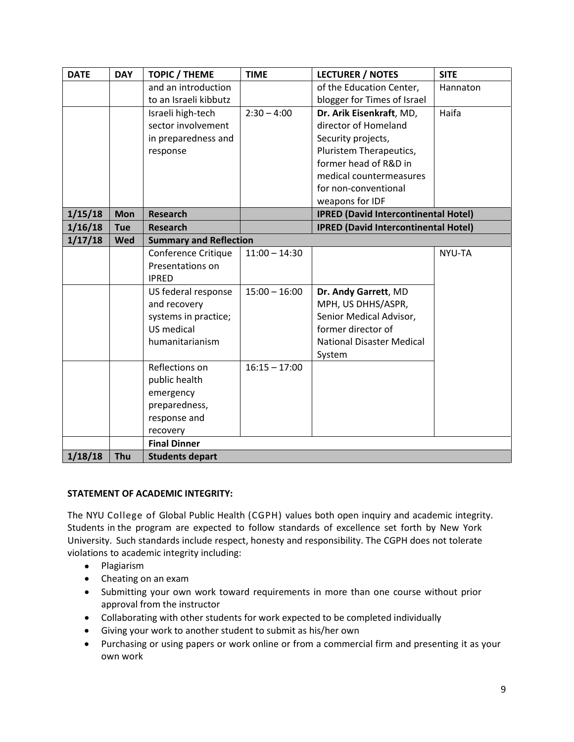| DATE | DAY | TOPIC / THEME | TIME | LECTURER / NOTES | SITE |
|---|---|---|---|---|---|
| | | and an introduction to an Israeli kibbutz | | of the Education Center, blogger for Times of Israel | Hannaton |
| | | Israeli high-tech sector involvement in preparedness and response | 2:30 – 4:00 | **Dr. Arik Eisenkraft**, MD, director of Homeland Security projects, Pluristem Therapeutics, former head of R&D in medical countermeasures for non-conventional weapons for IDF | Haifa |
| **1/15/18** | **Mon** | **Research** | | **IPRED (David Intercontinental Hotel)** | |
| **1/16/18** | **Tue** | **Research** | | **IPRED (David Intercontinental Hotel)** | |
| **1/17/18** | **Wed** | **Summary and Reflection** | | | |
| | | Conference Critique Presentations on IPRED | 11:00 – 14:30 | | NYU-TA |
| | | US federal response and recovery systems in practice; US medical humanitarianism | 15:00 – 16:00 | **Dr. Andy Garrett**, MD MPH, US DHHS/ASPR, Senior Medical Advisor, former director of National Disaster Medical System | |
| | | Reflections on public health emergency preparedness, response and recovery | 16:15 – 17:00 | | |
| | | **Final Dinner** | | | |
| **1/18/18** | **Thu** | **Students depart** | | | |

**STATEMENT OF ACADEMIC INTEGRITY:**

The NYU College of Global Public Health (CGPH) values both open inquiry and academic integrity. Students in the program are expected to follow standards of excellence set forth by New York University. Such standards include respect, honesty and responsibility. The CGPH does not tolerate violations to academic integrity including:

- Plagiarism
- Cheating on an exam
- Submitting your own work toward requirements in more than one course without prior approval from the instructor
- Collaborating with other students for work expected to be completed individually
- Giving your work to another student to submit as his/her own
- Purchasing or using papers or work online or from a commercial firm and presenting it as your own work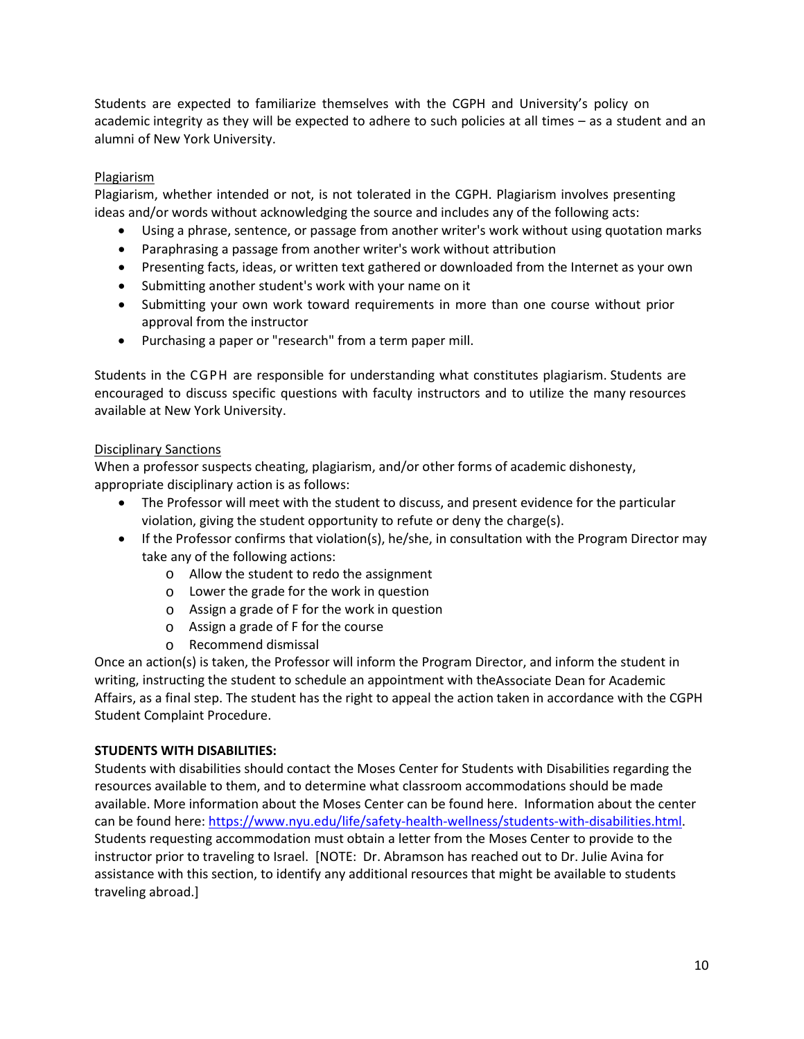Students are expected to familiarize themselves with the CGPH and University's policy on academic integrity as they will be expected to adhere to such policies at all times – as a student and an alumni of New York University.

Plagiarism

Plagiarism, whether intended or not, is not tolerated in the CGPH. Plagiarism involves presenting ideas and/or words without acknowledging the source and includes any of the following acts:

- Using a phrase, sentence, or passage from another writer's work without using quotation marks
- Paraphrasing a passage from another writer's work without attribution
- Presenting facts, ideas, or written text gathered or downloaded from the Internet as your own
- Submitting another student's work with your name on it
- Submitting your own work toward requirements in more than one course without prior approval from the instructor
- Purchasing a paper or "research" from a term paper mill.

Students in the CGPH are responsible for understanding what constitutes plagiarism. Students are encouraged to discuss specific questions with faculty instructors and to utilize the many resources available at New York University.

Disciplinary Sanctions

When a professor suspects cheating, plagiarism, and/or other forms of academic dishonesty, appropriate disciplinary action is as follows:

- The Professor will meet with the student to discuss, and present evidence for the particular violation, giving the student opportunity to refute or deny the charge(s).
- If the Professor confirms that violation(s), he/she, in consultation with the Program Director may take any of the following actions:
  - Allow the student to redo the assignment
  - Lower the grade for the work in question
  - Assign a grade of F for the work in question
  - Assign a grade of F for the course
  - Recommend dismissal

Once an action(s) is taken, the Professor will inform the Program Director, and inform the student in writing, instructing the student to schedule an appointment with theAssociate Dean for Academic Affairs, as a final step. The student has the right to appeal the action taken in accordance with the CGPH Student Complaint Procedure.

**STUDENTS WITH DISABILITIES:**

Students with disabilities should contact the Moses Center for Students with Disabilities regarding the resources available to them, and to determine what classroom accommodations should be made available. More information about the Moses Center can be found here. Information about the center can be found here: https://www.nyu.edu/life/safety-health-wellness/students-with-disabilities.html. Students requesting accommodation must obtain a letter from the Moses Center to provide to the instructor prior to traveling to Israel. [NOTE: Dr. Abramson has reached out to Dr. Julie Avina for assistance with this section, to identify any additional resources that might be available to students traveling abroad.]